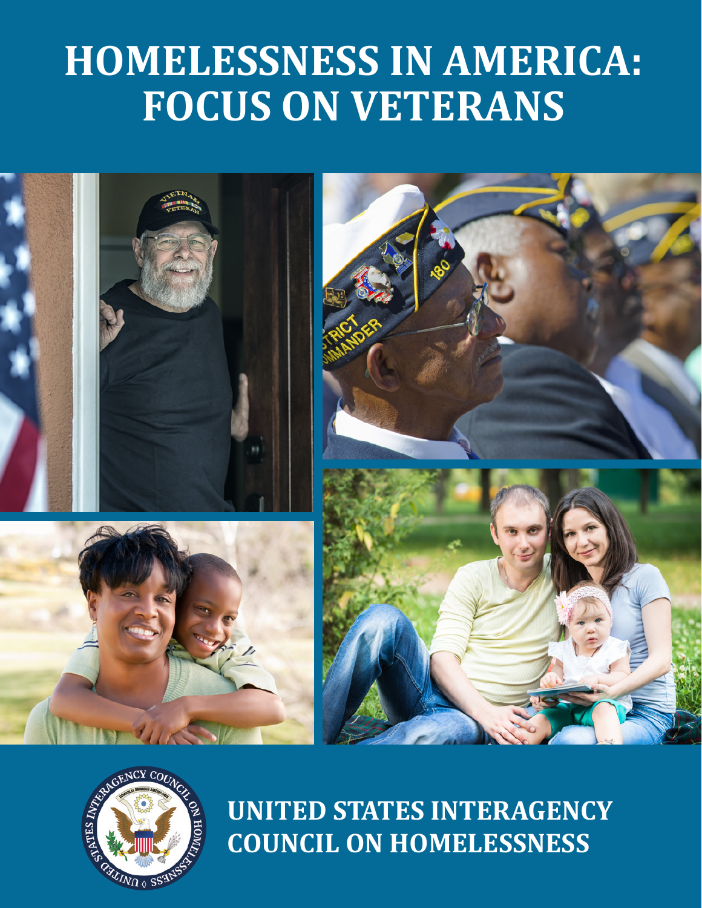# HOMELESSNESS IN AMERICA: FOCUS ON VETERANS

**UNITED STATES INTERAGENCY COUNCIL ON HOMELESSNESS**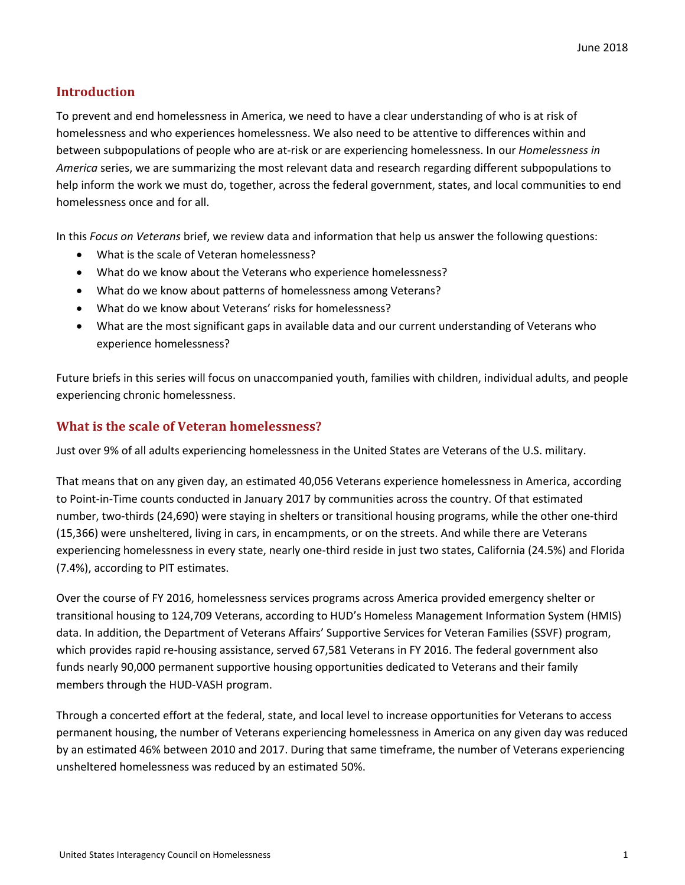June 2018

## Introduction

To prevent and end homelessness in America, we need to have a clear understanding of who is at risk of homelessness and who experiences homelessness. We also need to be attentive to differences within and between subpopulations of people who are at-risk or are experiencing homelessness. In our *Homelessness in America* series, we are summarizing the most relevant data and research regarding different subpopulations to help inform the work we must do, together, across the federal government, states, and local communities to end homelessness once and for all.

In this *Focus on Veterans* brief, we review data and information that help us answer the following questions:

- What is the scale of Veteran homelessness?
- What do we know about the Veterans who experience homelessness?
- What do we know about patterns of homelessness among Veterans?
- What do we know about Veterans' risks for homelessness?
- What are the most significant gaps in available data and our current understanding of Veterans who experience homelessness?

Future briefs in this series will focus on unaccompanied youth, families with children, individual adults, and people experiencing chronic homelessness.

## What is the scale of Veteran homelessness?

Just over 9% of all adults experiencing homelessness in the United States are Veterans of the U.S. military.

That means that on any given day, an estimated 40,056 Veterans experience homelessness in America, according to Point-in-Time counts conducted in January 2017 by communities across the country. Of that estimated number, two-thirds (24,690) were staying in shelters or transitional housing programs, while the other one-third (15,366) were unsheltered, living in cars, in encampments, or on the streets. And while there are Veterans experiencing homelessness in every state, nearly one-third reside in just two states, California (24.5%) and Florida (7.4%), according to PIT estimates.

Over the course of FY 2016, homelessness services programs across America provided emergency shelter or transitional housing to 124,709 Veterans, according to HUD's Homeless Management Information System (HMIS) data. In addition, the Department of Veterans Affairs' Supportive Services for Veteran Families (SSVF) program, which provides rapid re-housing assistance, served 67,581 Veterans in FY 2016. The federal government also funds nearly 90,000 permanent supportive housing opportunities dedicated to Veterans and their family members through the HUD-VASH program.

Through a concerted effort at the federal, state, and local level to increase opportunities for Veterans to access permanent housing, the number of Veterans experiencing homelessness in America on any given day was reduced by an estimated 46% between 2010 and 2017. During that same timeframe, the number of Veterans experiencing unsheltered homelessness was reduced by an estimated 50%.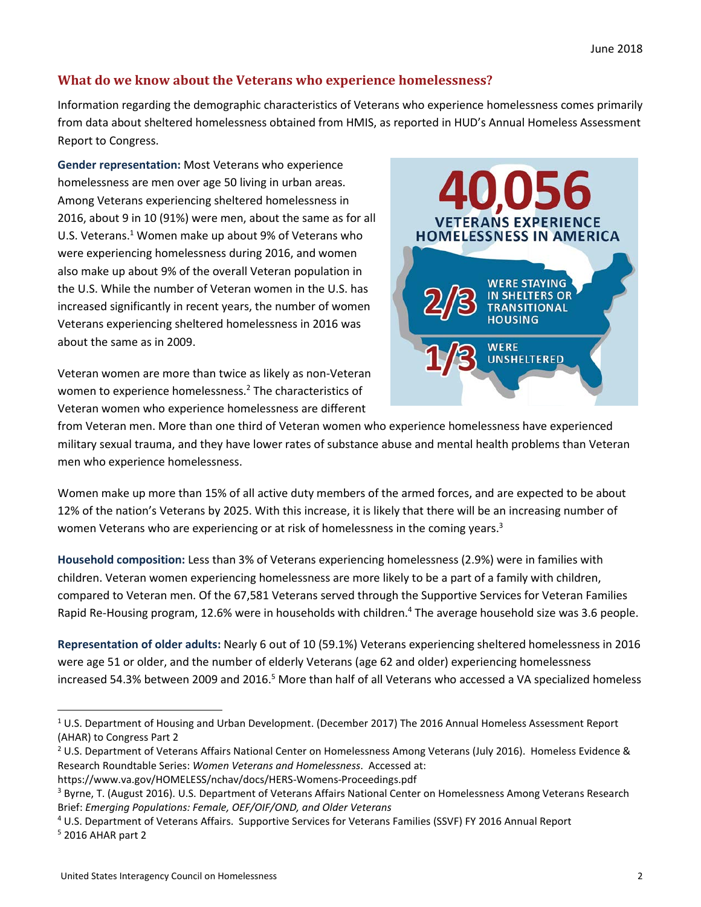June 2018

## What do we know about the Veterans who experience homelessness?

Information regarding the demographic characteristics of Veterans who experience homelessness comes primarily from data about sheltered homelessness obtained from HMIS, as reported in HUD's Annual Homeless Assessment Report to Congress.

**40,056 VETERANS EXPERIENCE HOMELESSNESS IN AMERICA**

**2/3** WERE STAYING IN SHELTERS OR TRANSITIONAL HOUSING

**1/3** WERE UNSHELTERED

**Gender representation:** Most Veterans who experience homelessness are men over age 50 living in urban areas. Among Veterans experiencing sheltered homelessness in 2016, about 9 in 10 (91%) were men, about the same as for all U.S. Veterans.[1] Women make up about 9% of Veterans who were experiencing homelessness during 2016, and women also make up about 9% of the overall Veteran population in the U.S. While the number of Veteran women in the U.S. has increased significantly in recent years, the number of women Veterans experiencing sheltered homelessness in 2016 was about the same as in 2009.

Veteran women are more than twice as likely as non-Veteran women to experience homelessness.[2] The characteristics of Veteran women who experience homelessness are different from Veteran men. More than one third of Veteran women who experience homelessness have experienced military sexual trauma, and they have lower rates of substance abuse and mental health problems than Veteran men who experience homelessness.

Women make up more than 15% of all active duty members of the armed forces, and are expected to be about 12% of the nation's Veterans by 2025. With this increase, it is likely that there will be an increasing number of women Veterans who are experiencing or at risk of homelessness in the coming years.[3]

**Household composition:** Less than 3% of Veterans experiencing homelessness (2.9%) were in families with children. Veteran women experiencing homelessness are more likely to be a part of a family with children, compared to Veteran men. Of the 67,581 Veterans served through the Supportive Services for Veteran Families Rapid Re-Housing program, 12.6% were in households with children.[4] The average household size was 3.6 people.

**Representation of older adults:** Nearly 6 out of 10 (59.1%) Veterans experiencing sheltered homelessness in 2016 were age 51 or older, and the number of elderly Veterans (age 62 and older) experiencing homelessness increased 54.3% between 2009 and 2016.[5] More than half of all Veterans who accessed a VA specialized homeless

---

[1] U.S. Department of Housing and Urban Development. (December 2017) The 2016 Annual Homeless Assessment Report (AHAR) to Congress Part 2

[2] U.S. Department of Veterans Affairs National Center on Homelessness Among Veterans (July 2016). Homeless Evidence & Research Roundtable Series: *Women Veterans and Homelessness*. Accessed at: https://www.va.gov/HOMELESS/nchav/docs/HERS-Womens-Proceedings.pdf

[3] Byrne, T. (August 2016). U.S. Department of Veterans Affairs National Center on Homelessness Among Veterans Research Brief: *Emerging Populations: Female, OEF/OIF/OND, and Older Veterans*

[4] U.S. Department of Veterans Affairs. Supportive Services for Veterans Families (SSVF) FY 2016 Annual Report

[5] 2016 AHAR part 2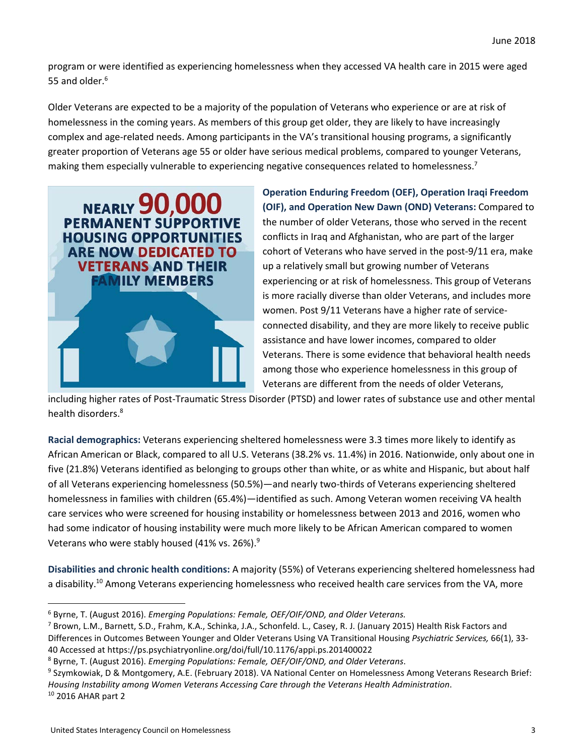program or were identified as experiencing homelessness when they accessed VA health care in 2015 were aged 55 and older.[6]

Older Veterans are expected to be a majority of the population of Veterans who experience or are at risk of homelessness in the coming years. As members of this group get older, they are likely to have increasingly complex and age-related needs. Among participants in the VA's transitional housing programs, a significantly greater proportion of Veterans age 55 or older have serious medical problems, compared to younger Veterans, making them especially vulnerable to experiencing negative consequences related to homelessness.[7]

NEARLY 90,000 PERMANENT SUPPORTIVE HOUSING OPPORTUNITIES ARE NOW DEDICATED TO VETERANS AND THEIR FAMILY MEMBERS

**Operation Enduring Freedom (OEF), Operation Iraqi Freedom (OIF), and Operation New Dawn (OND) Veterans:** Compared to the number of older Veterans, those who served in the recent conflicts in Iraq and Afghanistan, who are part of the larger cohort of Veterans who have served in the post-9/11 era, make up a relatively small but growing number of Veterans experiencing or at risk of homelessness. This group of Veterans is more racially diverse than older Veterans, and includes more women. Post 9/11 Veterans have a higher rate of service-connected disability, and they are more likely to receive public assistance and have lower incomes, compared to older Veterans. There is some evidence that behavioral health needs among those who experience homelessness in this group of Veterans are different from the needs of older Veterans, including higher rates of Post-Traumatic Stress Disorder (PTSD) and lower rates of substance use and other mental health disorders.[8]

**Racial demographics:** Veterans experiencing sheltered homelessness were 3.3 times more likely to identify as African American or Black, compared to all U.S. Veterans (38.2% vs. 11.4%) in 2016. Nationwide, only about one in five (21.8%) Veterans identified as belonging to groups other than white, or as white and Hispanic, but about half of all Veterans experiencing homelessness (50.5%)—and nearly two-thirds of Veterans experiencing sheltered homelessness in families with children (65.4%)—identified as such. Among Veteran women receiving VA health care services who were screened for housing instability or homelessness between 2013 and 2016, women who had some indicator of housing instability were much more likely to be African American compared to women Veterans who were stably housed (41% vs. 26%).[9]

**Disabilities and chronic health conditions:** A majority (55%) of Veterans experiencing sheltered homelessness had a disability.[10] Among Veterans experiencing homelessness who received health care services from the VA, more

---

[6] Byrne, T. (August 2016). *Emerging Populations: Female, OEF/OIF/OND, and Older Veterans.*

[7] Brown, L.M., Barnett, S.D., Frahm, K.A., Schinka, J.A., Schonfeld. L., Casey, R. J. (January 2015) Health Risk Factors and Differences in Outcomes Between Younger and Older Veterans Using VA Transitional Housing *Psychiatric Services,* 66(1), 33-40 Accessed at https://ps.psychiatryonline.org/doi/full/10.1176/appi.ps.201400022

[8] Byrne, T. (August 2016). *Emerging Populations: Female, OEF/OIF/OND, and Older Veterans*.

[9] Szymkowiak, D & Montgomery, A.E. (February 2018). VA National Center on Homelessness Among Veterans Research Brief: *Housing Instability among Women Veterans Accessing Care through the Veterans Health Administration*.

[10] 2016 AHAR part 2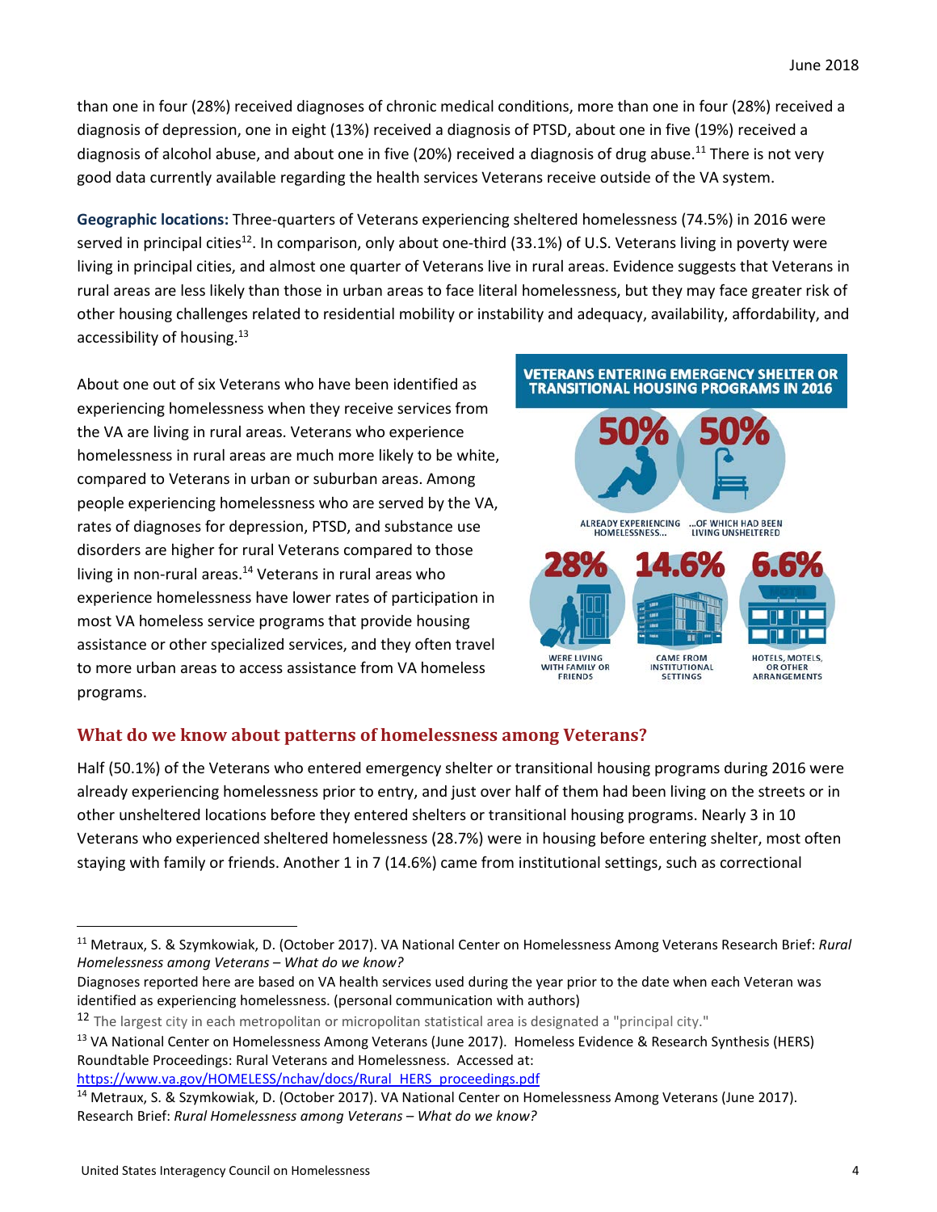than one in four (28%) received diagnoses of chronic medical conditions, more than one in four (28%) received a diagnosis of depression, one in eight (13%) received a diagnosis of PTSD, about one in five (19%) received a diagnosis of alcohol abuse, and about one in five (20%) received a diagnosis of drug abuse.[11] There is not very good data currently available regarding the health services Veterans receive outside of the VA system.

**Geographic locations:** Three-quarters of Veterans experiencing sheltered homelessness (74.5%) in 2016 were served in principal cities[12]. In comparison, only about one-third (33.1%) of U.S. Veterans living in poverty were living in principal cities, and almost one quarter of Veterans live in rural areas. Evidence suggests that Veterans in rural areas are less likely than those in urban areas to face literal homelessness, but they may face greater risk of other housing challenges related to residential mobility or instability and adequacy, availability, affordability, and accessibility of housing.[13]

About one out of six Veterans who have been identified as experiencing homelessness when they receive services from the VA are living in rural areas. Veterans who experience homelessness in rural areas are much more likely to be white, compared to Veterans in urban or suburban areas. Among people experiencing homelessness who are served by the VA, rates of diagnoses for depression, PTSD, and substance use disorders are higher for rural Veterans compared to those living in non-rural areas.[14] Veterans in rural areas who experience homelessness have lower rates of participation in most VA homeless service programs that provide housing assistance or other specialized services, and they often travel to more urban areas to access assistance from VA homeless programs.

**VETERANS ENTERING EMERGENCY SHELTER OR TRANSITIONAL HOUSING PROGRAMS IN 2016**

- 50% ALREADY EXPERIENCING HOMELESSNESS...
- 50% ...OF WHICH HAD BEEN LIVING UNSHELTERED
- 28% WERE LIVING WITH FAMILY OR FRIENDS
- 14.6% CAME FROM INSTITUTIONAL SETTINGS
- 6.6% HOTELS, MOTELS, OR OTHER ARRANGEMENTS

## What do we know about patterns of homelessness among Veterans?

Half (50.1%) of the Veterans who entered emergency shelter or transitional housing programs during 2016 were already experiencing homelessness prior to entry, and just over half of them had been living on the streets or in other unsheltered locations before they entered shelters or transitional housing programs. Nearly 3 in 10 Veterans who experienced sheltered homelessness (28.7%) were in housing before entering shelter, most often staying with family or friends. Another 1 in 7 (14.6%) came from institutional settings, such as correctional

---

[11] Metraux, S. & Szymkowiak, D. (October 2017). VA National Center on Homelessness Among Veterans Research Brief: *Rural Homelessness among Veterans – What do we know?*
Diagnoses reported here are based on VA health services used during the year prior to the date when each Veteran was identified as experiencing homelessness. (personal communication with authors)

[12] The largest city in each metropolitan or micropolitan statistical area is designated a "principal city."

[13] VA National Center on Homelessness Among Veterans (June 2017). Homeless Evidence & Research Synthesis (HERS) Roundtable Proceedings: Rural Veterans and Homelessness. Accessed at: https://www.va.gov/HOMELESS/nchav/docs/Rural_HERS_proceedings.pdf

[14] Metraux, S. & Szymkowiak, D. (October 2017). VA National Center on Homelessness Among Veterans (June 2017). Research Brief: *Rural Homelessness among Veterans – What do we know?*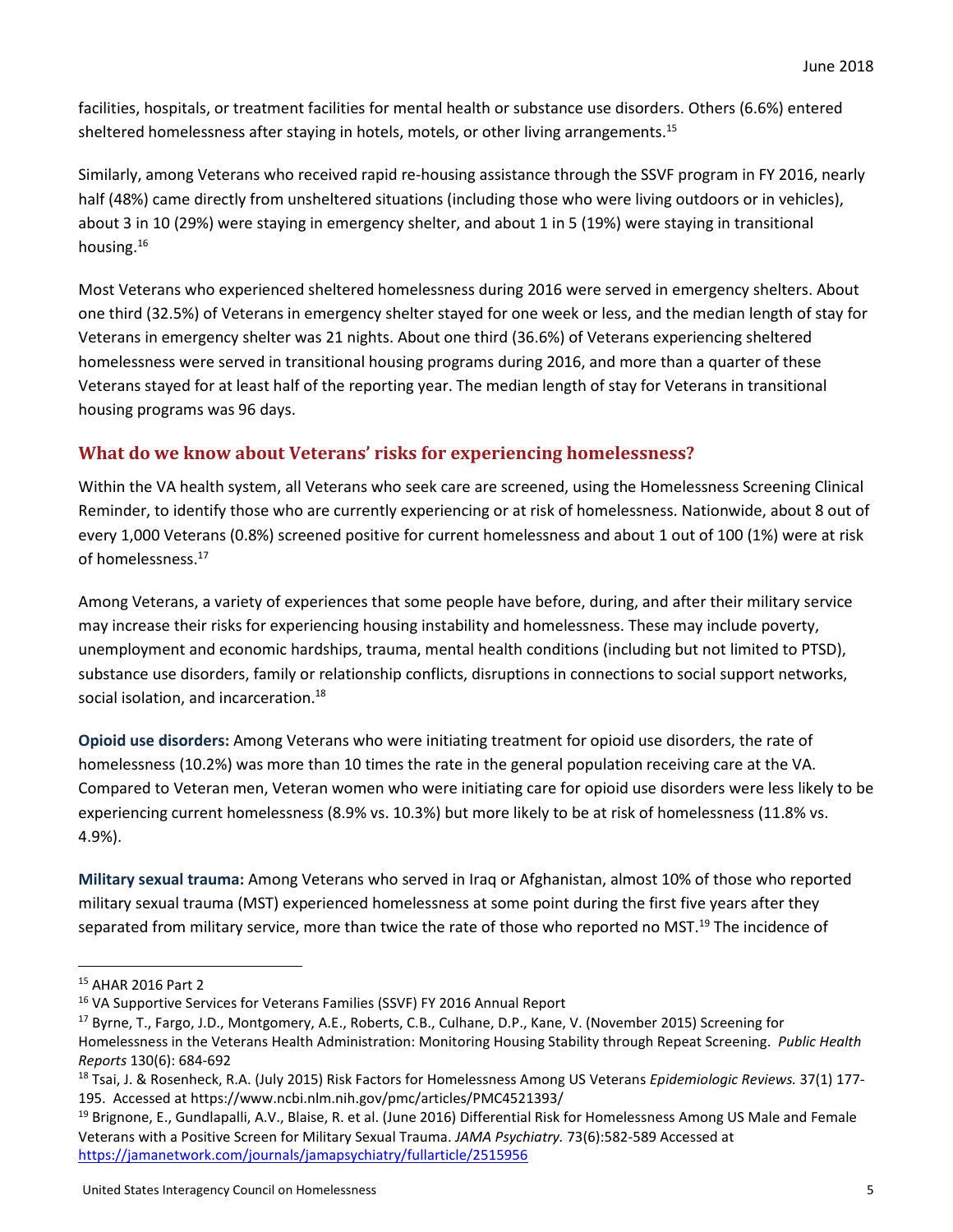facilities, hospitals, or treatment facilities for mental health or substance use disorders. Others (6.6%) entered sheltered homelessness after staying in hotels, motels, or other living arrangements.[15]

Similarly, among Veterans who received rapid re-housing assistance through the SSVF program in FY 2016, nearly half (48%) came directly from unsheltered situations (including those who were living outdoors or in vehicles), about 3 in 10 (29%) were staying in emergency shelter, and about 1 in 5 (19%) were staying in transitional housing.[16]

Most Veterans who experienced sheltered homelessness during 2016 were served in emergency shelters. About one third (32.5%) of Veterans in emergency shelter stayed for one week or less, and the median length of stay for Veterans in emergency shelter was 21 nights. About one third (36.6%) of Veterans experiencing sheltered homelessness were served in transitional housing programs during 2016, and more than a quarter of these Veterans stayed for at least half of the reporting year. The median length of stay for Veterans in transitional housing programs was 96 days.

## What do we know about Veterans' risks for experiencing homelessness?

Within the VA health system, all Veterans who seek care are screened, using the Homelessness Screening Clinical Reminder, to identify those who are currently experiencing or at risk of homelessness. Nationwide, about 8 out of every 1,000 Veterans (0.8%) screened positive for current homelessness and about 1 out of 100 (1%) were at risk of homelessness.[17]

Among Veterans, a variety of experiences that some people have before, during, and after their military service may increase their risks for experiencing housing instability and homelessness. These may include poverty, unemployment and economic hardships, trauma, mental health conditions (including but not limited to PTSD), substance use disorders, family or relationship conflicts, disruptions in connections to social support networks, social isolation, and incarceration.[18]

**Opioid use disorders:** Among Veterans who were initiating treatment for opioid use disorders, the rate of homelessness (10.2%) was more than 10 times the rate in the general population receiving care at the VA. Compared to Veteran men, Veteran women who were initiating care for opioid use disorders were less likely to be experiencing current homelessness (8.9% vs. 10.3%) but more likely to be at risk of homelessness (11.8% vs. 4.9%).

**Military sexual trauma:** Among Veterans who served in Iraq or Afghanistan, almost 10% of those who reported military sexual trauma (MST) experienced homelessness at some point during the first five years after they separated from military service, more than twice the rate of those who reported no MST.[19] The incidence of

---

[15] AHAR 2016 Part 2

[16] VA Supportive Services for Veterans Families (SSVF) FY 2016 Annual Report

[17] Byrne, T., Fargo, J.D., Montgomery, A.E., Roberts, C.B., Culhane, D.P., Kane, V. (November 2015) Screening for Homelessness in the Veterans Health Administration: Monitoring Housing Stability through Repeat Screening. *Public Health Reports* 130(6): 684-692

[18] Tsai, J. & Rosenheck, R.A. (July 2015) Risk Factors for Homelessness Among US Veterans *Epidemiologic Reviews.* 37(1) 177-195. Accessed at https://www.ncbi.nlm.nih.gov/pmc/articles/PMC4521393/

[19] Brignone, E., Gundlapalli, A.V., Blaise, R. et al. (June 2016) Differential Risk for Homelessness Among US Male and Female Veterans with a Positive Screen for Military Sexual Trauma. *JAMA Psychiatry.* 73(6):582-589 Accessed at https://jamanetwork.com/journals/jamapsychiatry/fullarticle/2515956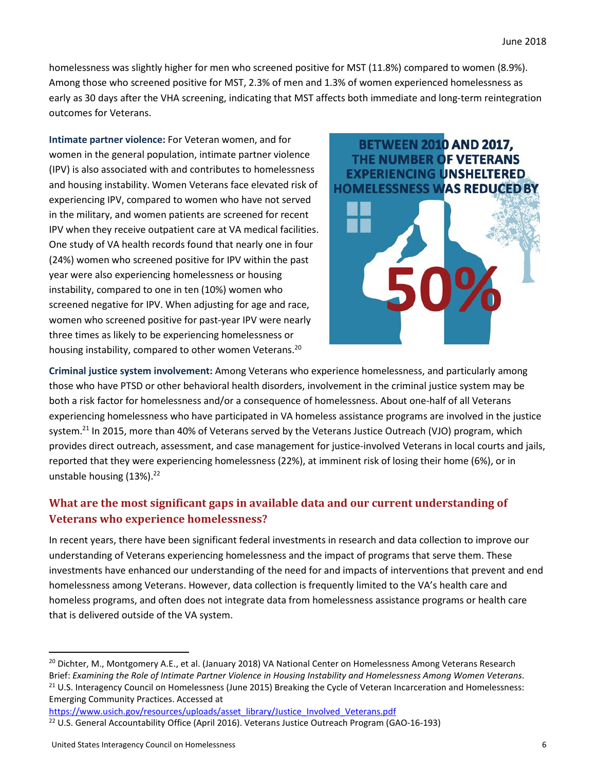homelessness was slightly higher for men who screened positive for MST (11.8%) compared to women (8.9%). Among those who screened positive for MST, 2.3% of men and 1.3% of women experienced homelessness as early as 30 days after the VHA screening, indicating that MST affects both immediate and long-term reintegration outcomes for Veterans.

**Intimate partner violence:** For Veteran women, and for women in the general population, intimate partner violence (IPV) is also associated with and contributes to homelessness and housing instability. Women Veterans face elevated risk of experiencing IPV, compared to women who have not served in the military, and women patients are screened for recent IPV when they receive outpatient care at VA medical facilities. One study of VA health records found that nearly one in four (24%) women who screened positive for IPV within the past year were also experiencing homelessness or housing instability, compared to one in ten (10%) women who screened negative for IPV. When adjusting for age and race, women who screened positive for past-year IPV were nearly three times as likely to be experiencing homelessness or housing instability, compared to other women Veterans.[20]

BETWEEN 2010 AND 2017, THE NUMBER OF VETERANS EXPERIENCING UNSHELTERED HOMELESSNESS WAS REDUCED BY 50%

**Criminal justice system involvement:** Among Veterans who experience homelessness, and particularly among those who have PTSD or other behavioral health disorders, involvement in the criminal justice system may be both a risk factor for homelessness and/or a consequence of homelessness. About one-half of all Veterans experiencing homelessness who have participated in VA homeless assistance programs are involved in the justice system.[21] In 2015, more than 40% of Veterans served by the Veterans Justice Outreach (VJO) program, which provides direct outreach, assessment, and case management for justice-involved Veterans in local courts and jails, reported that they were experiencing homelessness (22%), at imminent risk of losing their home (6%), or in unstable housing (13%).[22]

## What are the most significant gaps in available data and our current understanding of Veterans who experience homelessness?

In recent years, there have been significant federal investments in research and data collection to improve our understanding of Veterans experiencing homelessness and the impact of programs that serve them. These investments have enhanced our understanding of the need for and impacts of interventions that prevent and end homelessness among Veterans. However, data collection is frequently limited to the VA's health care and homeless programs, and often does not integrate data from homelessness assistance programs or health care that is delivered outside of the VA system.

---

[20] Dichter, M., Montgomery A.E., et al. (January 2018) VA National Center on Homelessness Among Veterans Research Brief: *Examining the Role of Intimate Partner Violence in Housing Instability and Homelessness Among Women Veterans*.

[21] U.S. Interagency Council on Homelessness (June 2015) Breaking the Cycle of Veteran Incarceration and Homelessness: Emerging Community Practices. Accessed at https://www.usich.gov/resources/uploads/asset_library/Justice_Involved_Veterans.pdf

[22] U.S. General Accountability Office (April 2016). Veterans Justice Outreach Program (GAO-16-193)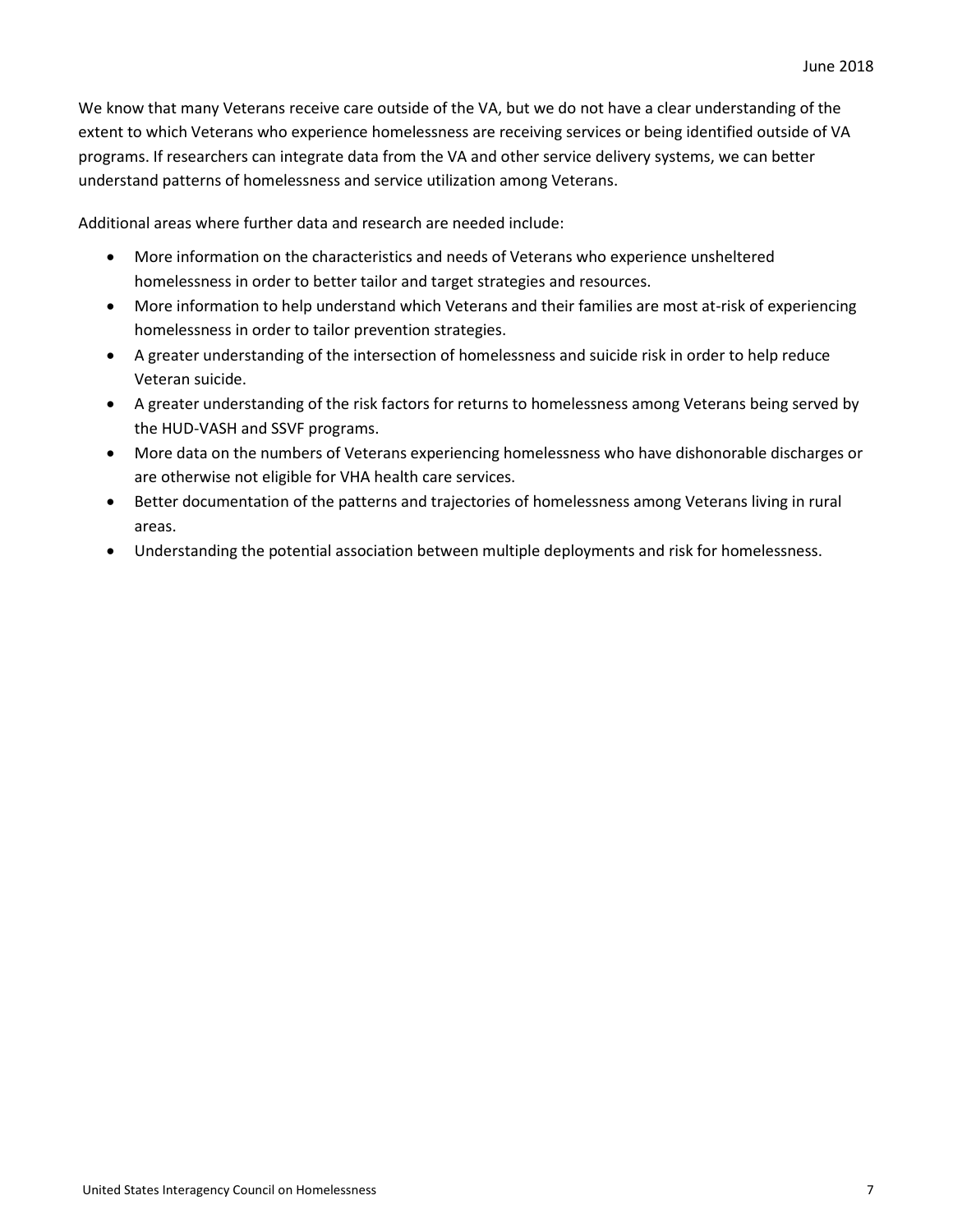We know that many Veterans receive care outside of the VA, but we do not have a clear understanding of the extent to which Veterans who experience homelessness are receiving services or being identified outside of VA programs. If researchers can integrate data from the VA and other service delivery systems, we can better understand patterns of homelessness and service utilization among Veterans.

Additional areas where further data and research are needed include:

- More information on the characteristics and needs of Veterans who experience unsheltered homelessness in order to better tailor and target strategies and resources.
- More information to help understand which Veterans and their families are most at-risk of experiencing homelessness in order to tailor prevention strategies.
- A greater understanding of the intersection of homelessness and suicide risk in order to help reduce Veteran suicide.
- A greater understanding of the risk factors for returns to homelessness among Veterans being served by the HUD-VASH and SSVF programs.
- More data on the numbers of Veterans experiencing homelessness who have dishonorable discharges or are otherwise not eligible for VHA health care services.
- Better documentation of the patterns and trajectories of homelessness among Veterans living in rural areas.
- Understanding the potential association between multiple deployments and risk for homelessness.